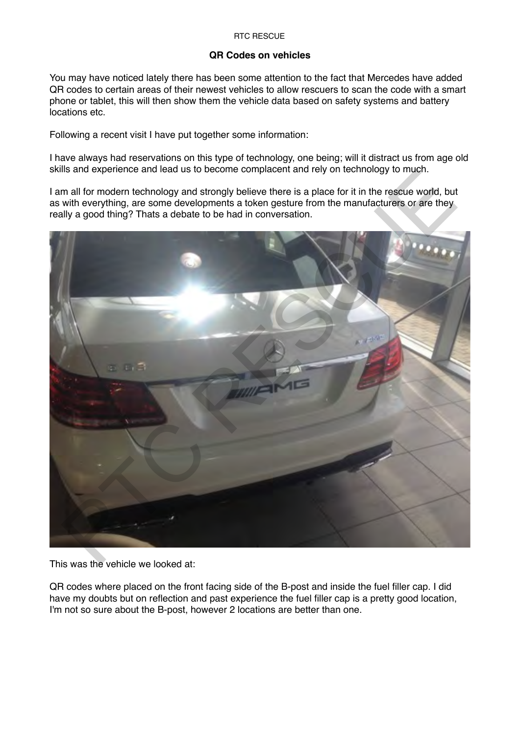# QR Codes on vehicles

You may have noticed lately there has been some attention to the fact that Mercedes have added QR codes to certain areas of their newest vehicles to allow rescuers to scan the code with a smart phone or tablet, this will then show them the vehicle data based on safety systems and battery locations etc.

Following a recent visit I have put together some information:

I have always had reservations on this type of technology, one being; will it distract us from age old skills and experience and lead us to become complacent and rely on technology to much.

I am all for modern technology and strongly believe there is a place for it in the rescue world, but as with everything, are some developments a token gesture from the manufacturers or are they really a good thing? Thats a debate to be had in conversation.

This was the vehicle we looked at:

QR codes where placed on the front facing side of the B-post and inside the fuel filler cap. I did have my doubts but on reflection and past experience the fuel filler cap is a pretty good location, I'm not so sure about the B-post, however 2 locations are better than one.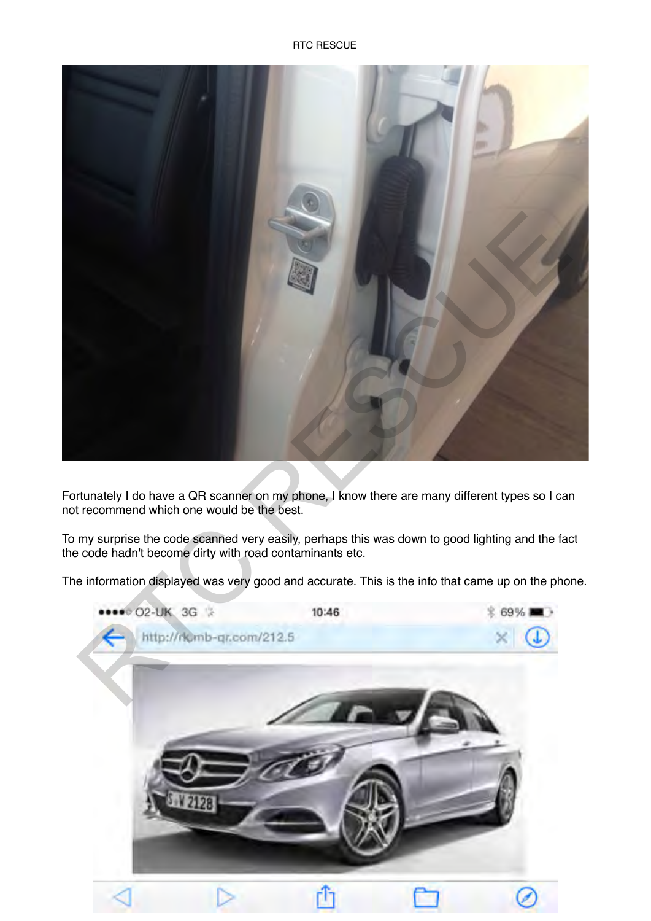Fortunately I do have a QR scanner on my phone, I know there are many different types so I can not recommend which one would be the best.

To my surprise the code scanned very easily, perhaps this was down to good lighting and the fact the code hadn't become dirty with road contaminants etc.

The information displayed was very good and accurate. This is the info that came up on the phone.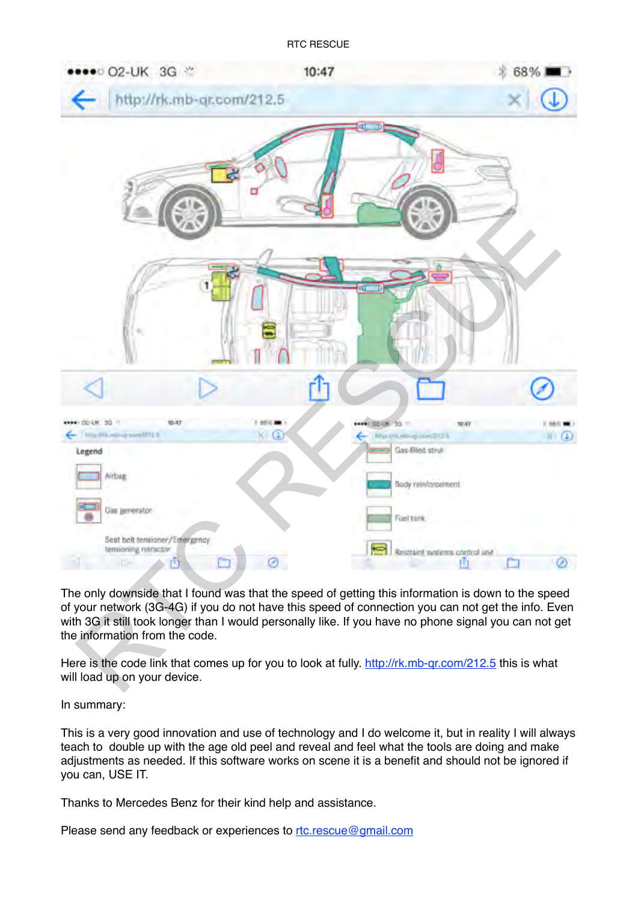The only downside that I found was that the speed of getting this information is down to the speed of your network (3G-4G) if you do not have this speed of connection you can not get the info. Even with 3G it still took longer than I would personally like. If you have no phone signal you can not get the information from the code.

Here is the code link that comes up for you to look at fully. http://rk.mb-qr.com/212.5 this is what will load up on your device.

In summary:

This is a very good innovation and use of technology and I do welcome it, but in reality I will always teach to double up with the age old peel and reveal and feel what the tools are doing and make adjustments as needed. If this software works on scene it is a benefit and should not be ignored if you can, USE IT.

Thanks to Mercedes Benz for their kind help and assistance.

Please send any feedback or experiences to rtc.rescue@gmail.com